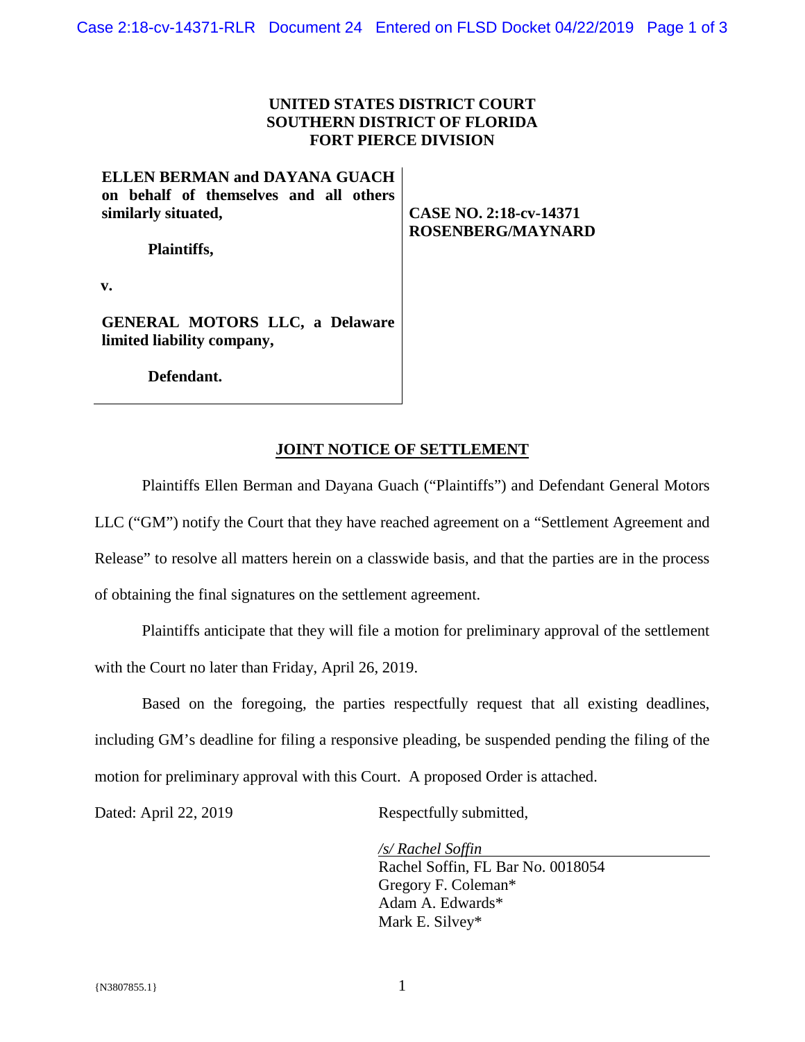**UNITED STATES DISTRICT COURT**
**SOUTHERN DISTRICT OF FLORIDA**
**FORT PIERCE DIVISION**

| | |
|---|---|
| **ELLEN BERMAN and DAYANA GUACH on behalf of themselves and all others similarly situated,**<br><br>**Plaintiffs,**<br><br>**v.**<br><br>**GENERAL MOTORS LLC, a Delaware limited liability company,**<br><br>**Defendant.** | **CASE NO. 2:18-cv-14371**<br>**ROSENBERG/MAYNARD** |

## JOINT NOTICE OF SETTLEMENT

Plaintiffs Ellen Berman and Dayana Guach ("Plaintiffs") and Defendant General Motors LLC ("GM") notify the Court that they have reached agreement on a "Settlement Agreement and Release" to resolve all matters herein on a classwide basis, and that the parties are in the process of obtaining the final signatures on the settlement agreement.

Plaintiffs anticipate that they will file a motion for preliminary approval of the settlement with the Court no later than Friday, April 26, 2019.

Based on the foregoing, the parties respectfully request that all existing deadlines, including GM's deadline for filing a responsive pleading, be suspended pending the filing of the motion for preliminary approval with this Court. A proposed Order is attached.

Dated: April 22, 2019

Respectfully submitted,

*/s/ Rachel Soffin*
Rachel Soffin, FL Bar No. 0018054
Gregory F. Coleman*
Adam A. Edwards*
Mark E. Silvey*

{N3807855.1}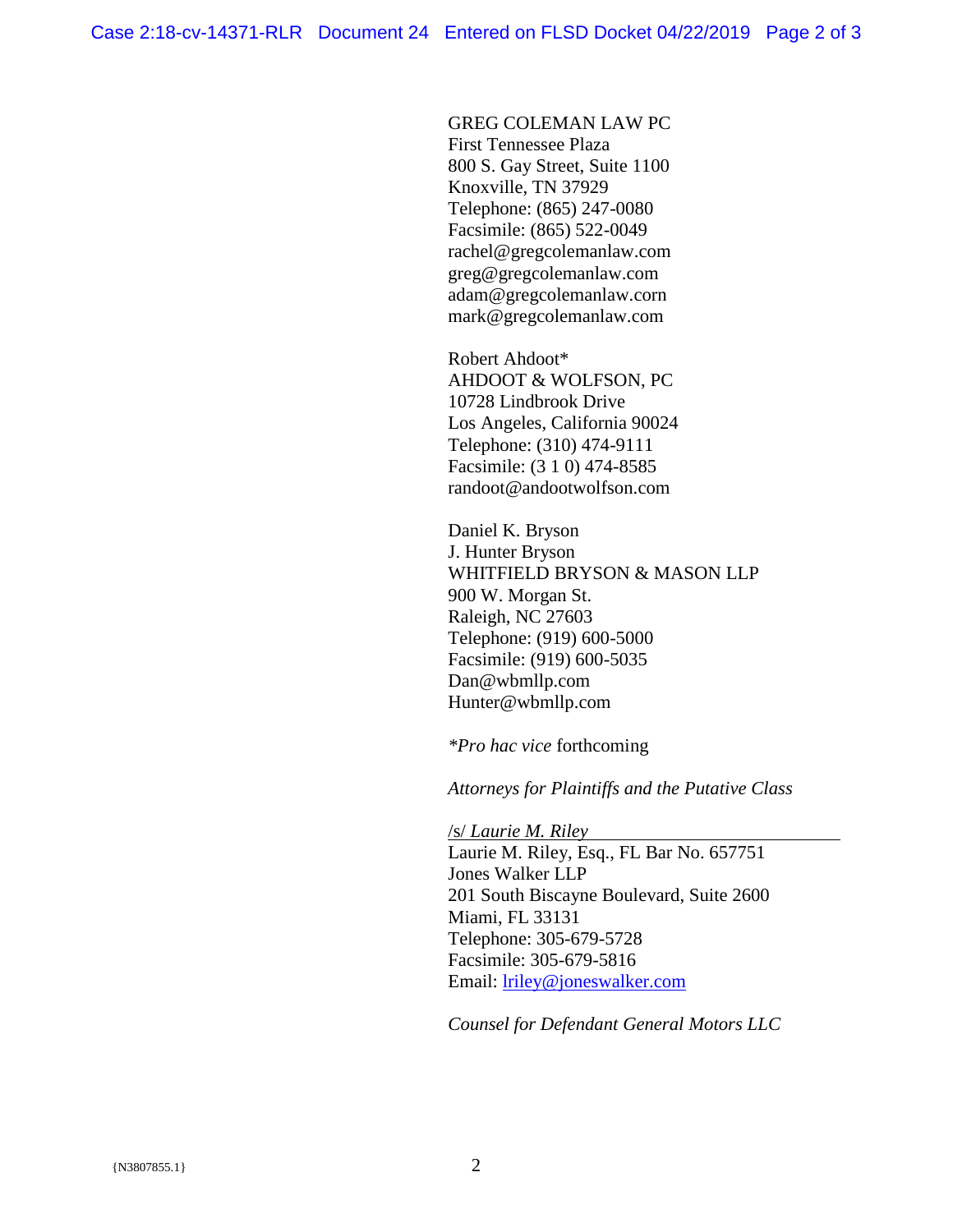GREG COLEMAN LAW PC
First Tennessee Plaza
800 S. Gay Street, Suite 1100
Knoxville, TN 37929
Telephone: (865) 247-0080
Facsimile: (865) 522-0049
rachel@gregcolemanlaw.com
greg@gregcolemanlaw.com
adam@gregcolemanlaw.corn
mark@gregcolemanlaw.com

Robert Ahdoot*
AHDOOT & WOLFSON, PC
10728 Lindbrook Drive
Los Angeles, California 90024
Telephone: (310) 474-9111
Facsimile: (3 1 0) 474-8585
randoot@andootwolfson.com

Daniel K. Bryson
J. Hunter Bryson
WHITFIELD BRYSON & MASON LLP
900 W. Morgan St.
Raleigh, NC 27603
Telephone: (919) 600-5000
Facsimile: (919) 600-5035
Dan@wbmllp.com
Hunter@wbmllp.com

**Pro hac vice* forthcoming

*Attorneys for Plaintiffs and the Putative Class*

/s/ *Laurie M. Riley*
Laurie M. Riley, Esq., FL Bar No. 657751
Jones Walker LLP
201 South Biscayne Boulevard, Suite 2600
Miami, FL 33131
Telephone: 305-679-5728
Facsimile: 305-679-5816
Email: lriley@joneswalker.com

*Counsel for Defendant General Motors LLC*

{N3807855.1}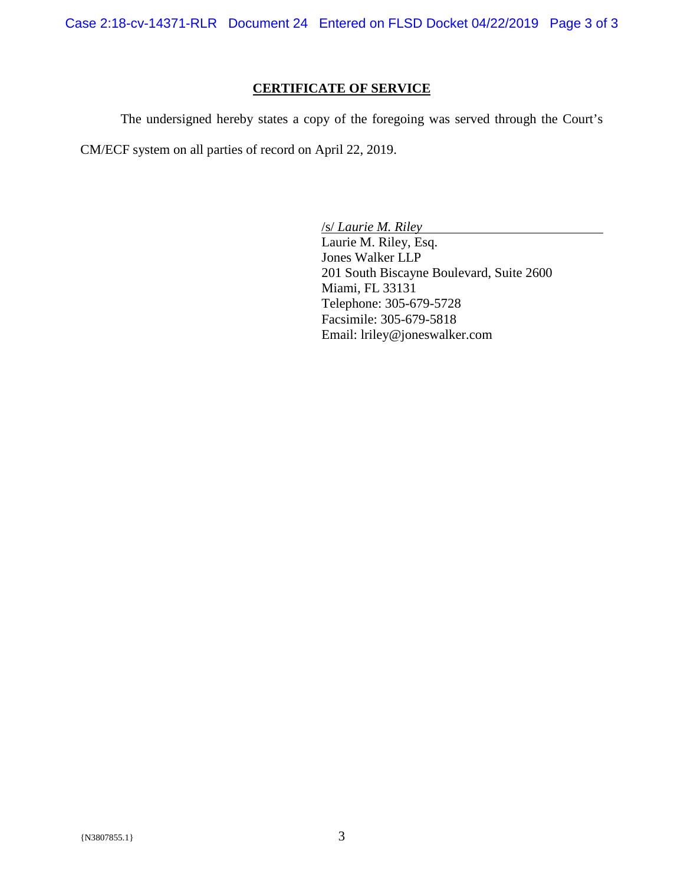## CERTIFICATE OF SERVICE

The undersigned hereby states a copy of the foregoing was served through the Court's CM/ECF system on all parties of record on April 22, 2019.

/s/ *Laurie M. Riley*
Laurie M. Riley, Esq.
Jones Walker LLP
201 South Biscayne Boulevard, Suite 2600
Miami, FL 33131
Telephone: 305-679-5728
Facsimile: 305-679-5818
Email: lriley@joneswalker.com

{N3807855.1}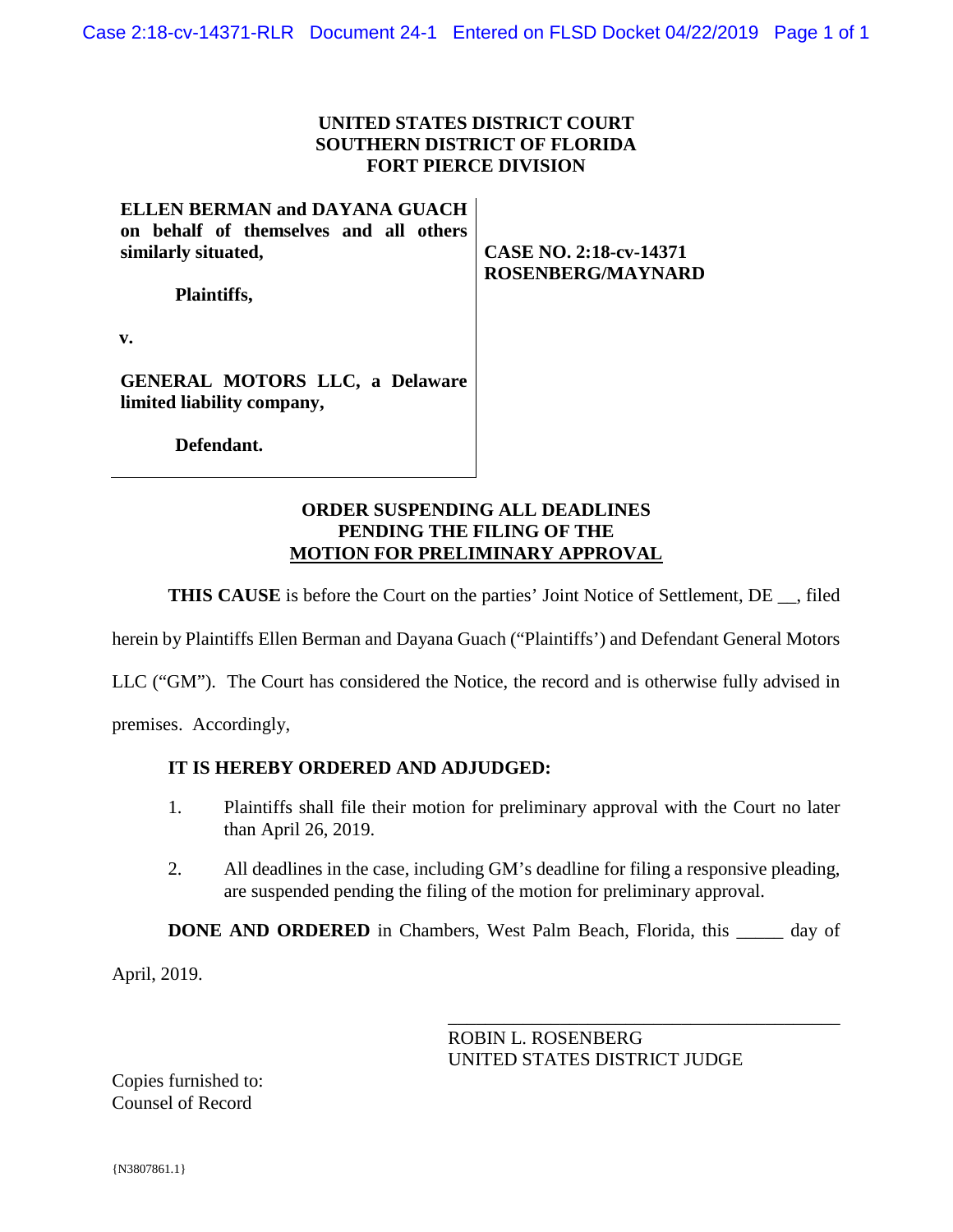**UNITED STATES DISTRICT COURT**
**SOUTHERN DISTRICT OF FLORIDA**
**FORT PIERCE DIVISION**

**ELLEN BERMAN and DAYANA GUACH on behalf of themselves and all others similarly situated,**

**Plaintiffs,**

**v.**

**GENERAL MOTORS LLC, a Delaware limited liability company,**

**Defendant.**

**CASE NO. 2:18-cv-14371**
**ROSENBERG/MAYNARD**

**ORDER SUSPENDING ALL DEADLINES PENDING THE FILING OF THE MOTION FOR PRELIMINARY APPROVAL**

**THIS CAUSE** is before the Court on the parties' Joint Notice of Settlement, DE __, filed herein by Plaintiffs Ellen Berman and Dayana Guach ("Plaintiffs') and Defendant General Motors LLC ("GM"). The Court has considered the Notice, the record and is otherwise fully advised in premises. Accordingly,

**IT IS HEREBY ORDERED AND ADJUDGED:**

1. Plaintiffs shall file their motion for preliminary approval with the Court no later than April 26, 2019.
2. All deadlines in the case, including GM's deadline for filing a responsive pleading, are suspended pending the filing of the motion for preliminary approval.

**DONE AND ORDERED** in Chambers, West Palm Beach, Florida, this _____ day of April, 2019.

______________________________________
ROBIN L. ROSENBERG
UNITED STATES DISTRICT JUDGE

Copies furnished to:
Counsel of Record

{N3807861.1}